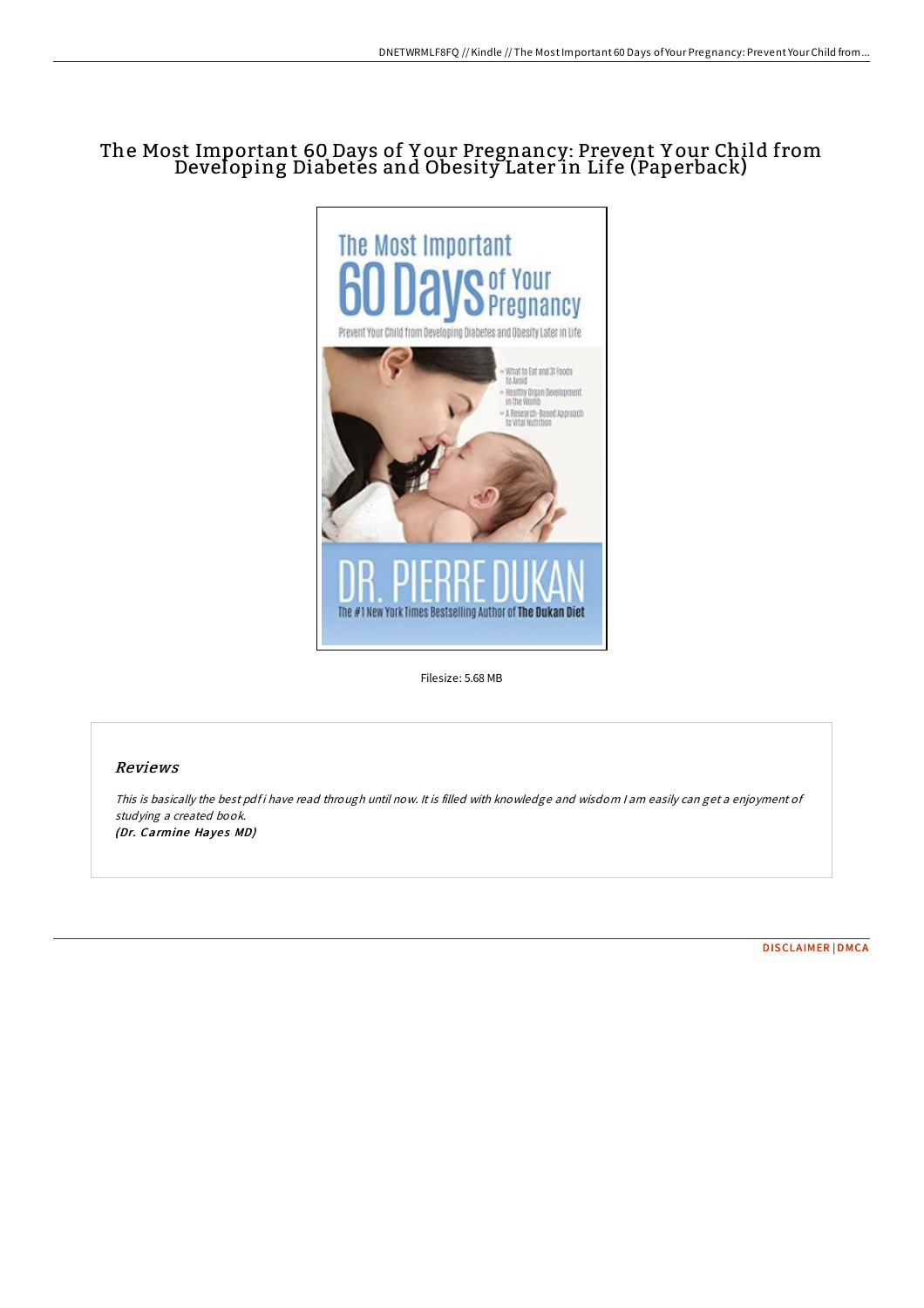# The Most Important 60 Days of Your Pregnancy: Prevent Your Child from Developing Diabetes and Obesity Later in Life (Paperback)

Filesize: 5.68 MB

## Reviews

*This is basically the best pdf i have read through until now. It is filled with knowledge and wisdom I am easily can get a enjoyment of studying a created book.*

*(Dr. Carmine Hayes MD)*

DISCLAIMER | DMCA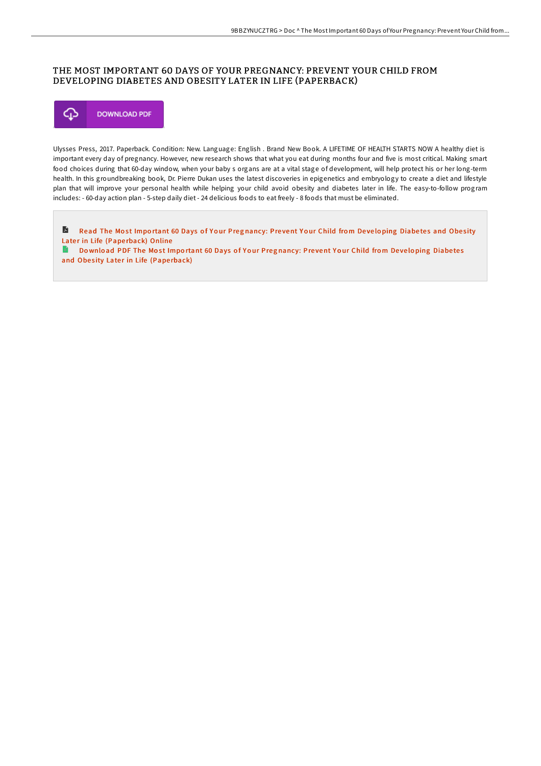# THE MOST IMPORTANT 60 DAYS OF YOUR PREGNANCY: PREVENT YOUR CHILD FROM DEVELOPING DIABETES AND OBESITY LATER IN LIFE (PAPERBACK)

DOWNLOAD PDF

Ulysses Press, 2017. Paperback. Condition: New. Language: English . Brand New Book. A LIFETIME OF HEALTH STARTS NOW A healthy diet is important every day of pregnancy. However, new research shows that what you eat during months four and five is most critical. Making smart food choices during that 60-day window, when your baby s organs are at a vital stage of development, will help protect his or her long-term health. In this groundbreaking book, Dr. Pierre Dukan uses the latest discoveries in epigenetics and embryology to create a diet and lifestyle plan that will improve your personal health while helping your child avoid obesity and diabetes later in life. The easy-to-follow program includes: - 60-day action plan - 5-step daily diet - 24 delicious foods to eat freely - 8 foods that must be eliminated.

Read The Most Important 60 Days of Your Pregnancy: Prevent Your Child from Developing Diabetes and Obesity Later in Life (Paperback) Online

Download PDF The Most Important 60 Days of Your Pregnancy: Prevent Your Child from Developing Diabetes and Obesity Later in Life (Paperback)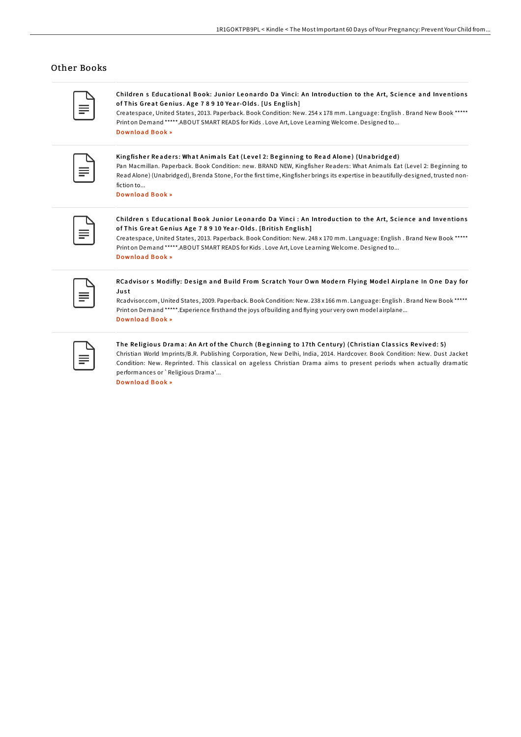## Other Books

**Children s Educational Book: Junior Leonardo Da Vinci: An Introduction to the Art, Science and Inventions of This Great Genius. Age 7 8 9 10 Year-Olds. [Us English]**

Createspace, United States, 2013. Paperback. Book Condition: New. 254 x 178 mm. Language: English . Brand New Book ***** Print on Demand *****.ABOUT SMART READS for Kids . Love Art, Love Learning Welcome. Designed to...

Download Book »

**Kingfisher Readers: What Animals Eat (Level 2: Beginning to Read Alone) (Unabridged)**

Pan Macmillan. Paperback. Book Condition: new. BRAND NEW, Kingfisher Readers: What Animals Eat (Level 2: Beginning to Read Alone) (Unabridged), Brenda Stone, For the first time, Kingfisher brings its expertise in beautifully-designed, trusted non-fiction to...

Download Book »

**Children s Educational Book Junior Leonardo Da Vinci : An Introduction to the Art, Science and Inventions of This Great Genius Age 7 8 9 10 Year-Olds. [British English]**

Createspace, United States, 2013. Paperback. Book Condition: New. 248 x 170 mm. Language: English . Brand New Book ***** Print on Demand *****.ABOUT SMART READS for Kids . Love Art, Love Learning Welcome. Designed to...

Download Book »

**RCadvisor s Modifly: Design and Build From Scratch Your Own Modern Flying Model Airplane In One Day for Just**

Rcadvisor.com, United States, 2009. Paperback. Book Condition: New. 238 x 166 mm. Language: English . Brand New Book ***** Print on Demand *****.Experience firsthand the joys of building and flying your very own model airplane...

Download Book »

**The Religious Drama: An Art of the Church (Beginning to 17th Century) (Christian Classics Revived: 5)**

Christian World Imprints/B.R. Publishing Corporation, New Delhi, India, 2014. Hardcover. Book Condition: New. Dust Jacket Condition: New. Reprinted. This classical on ageless Christian Drama aims to present periods when actually dramatic performances or `Religious Drama'...

Download Book »